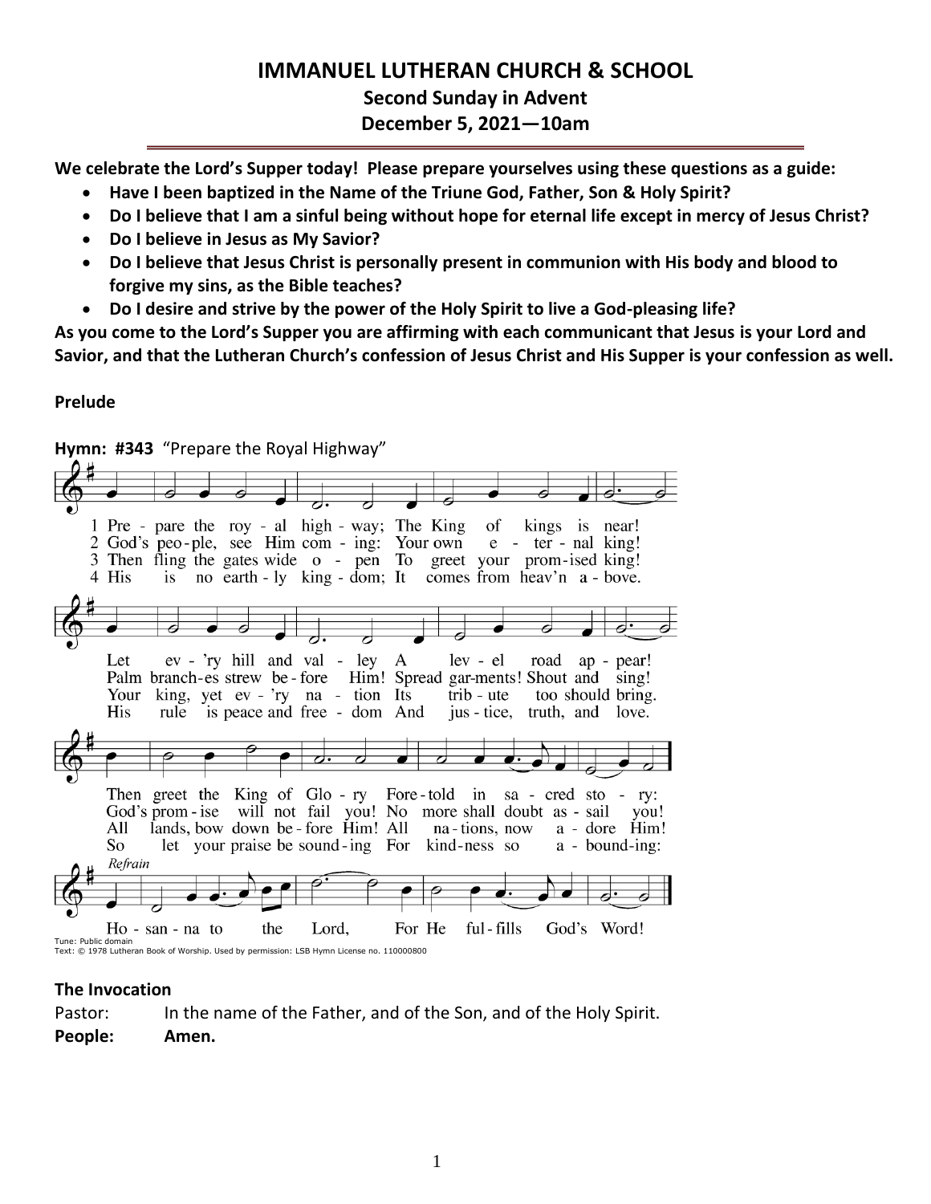# IMMANUEL LUTHERAN CHURCH & SCHOOL

## Second Sunday in Advent

## December 5, 2021—10am

**We celebrate the Lord's Supper today! Please prepare yourselves using these questions as a guide:**

- **Have I been baptized in the Name of the Triune God, Father, Son & Holy Spirit?**
- **Do I believe that I am a sinful being without hope for eternal life except in mercy of Jesus Christ?**
- **Do I believe in Jesus as My Savior?**
- **Do I believe that Jesus Christ is personally present in communion with His body and blood to forgive my sins, as the Bible teaches?**
- **Do I desire and strive by the power of the Holy Spirit to live a God-pleasing life?**

**As you come to the Lord's Supper you are affirming with each communicant that Jesus is your Lord and Savior, and that the Lutheran Church's confession of Jesus Christ and His Supper is your confession as well.**

**Prelude**

**Hymn: #343** "Prepare the Royal Highway"

1 Pre - pare the roy - al high - way; The King of kings is near!
Let ev - 'ry hill and val - ley A lev - el road ap - pear!
Then greet the King of Glo - ry Fore - told in sa - cred sto - ry:

2 God's peo - ple, see Him com - ing: Your own e - ter - nal king!
Palm branch - es strew be - fore Him! Spread gar - ments! Shout and sing!
God's prom - ise will not fail you! No more shall doubt as - sail you!

3 Then fling the gates wide o - pen To greet your prom - ised king!
Your king, yet ev - 'ry na - tion Its trib - ute too should bring.
All lands, bow down be - fore Him! All na - tions, now a - dore Him!

4 His is no earth - ly king - dom; It comes from heav'n a - bove.
His rule is peace and free - dom And jus - tice, truth, and love.
So let your praise be sound - ing For kind - ness so a - bound - ing:

*Refrain*
Ho - san - na to the Lord, For He ful - fills God's Word!

Tune: Public domain
Text: © 1978 Lutheran Book of Worship. Used by permission: LSB Hymn License no. 110000800

**The Invocation**

Pastor: In the name of the Father, and of the Son, and of the Holy Spirit.

**People: Amen.**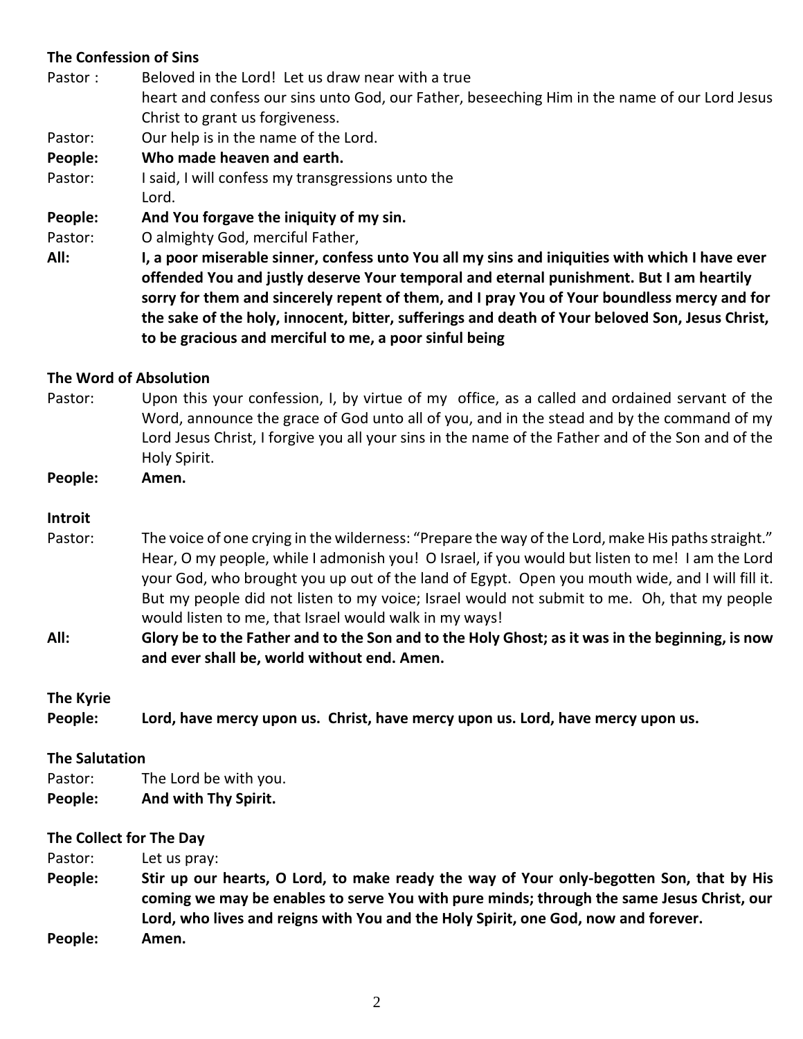**The Confession of Sins**

Pastor : Beloved in the Lord! Let us draw near with a true heart and confess our sins unto God, our Father, beseeching Him in the name of our Lord Jesus Christ to grant us forgiveness.

Pastor: Our help is in the name of the Lord.

**People: Who made heaven and earth.**

Pastor: I said, I will confess my transgressions unto the Lord.

**People: And You forgave the iniquity of my sin.**

Pastor: O almighty God, merciful Father,

**All: I, a poor miserable sinner, confess unto You all my sins and iniquities with which I have ever offended You and justly deserve Your temporal and eternal punishment. But I am heartily sorry for them and sincerely repent of them, and I pray You of Your boundless mercy and for the sake of the holy, innocent, bitter, sufferings and death of Your beloved Son, Jesus Christ, to be gracious and merciful to me, a poor sinful being**

**The Word of Absolution**

Pastor: Upon this your confession, I, by virtue of my office, as a called and ordained servant of the Word, announce the grace of God unto all of you, and in the stead and by the command of my Lord Jesus Christ, I forgive you all your sins in the name of the Father and of the Son and of the Holy Spirit.

**People: Amen.**

**Introit**

Pastor: The voice of one crying in the wilderness: "Prepare the way of the Lord, make His paths straight." Hear, O my people, while I admonish you! O Israel, if you would but listen to me! I am the Lord your God, who brought you up out of the land of Egypt. Open you mouth wide, and I will fill it. But my people did not listen to my voice; Israel would not submit to me. Oh, that my people would listen to me, that Israel would walk in my ways!

**All: Glory be to the Father and to the Son and to the Holy Ghost; as it was in the beginning, is now and ever shall be, world without end. Amen.**

**The Kyrie**

**People: Lord, have mercy upon us. Christ, have mercy upon us. Lord, have mercy upon us.**

**The Salutation**

Pastor: The Lord be with you.

**People: And with Thy Spirit.**

**The Collect for The Day**

Pastor: Let us pray:

**People: Stir up our hearts, O Lord, to make ready the way of Your only-begotten Son, that by His coming we may be enables to serve You with pure minds; through the same Jesus Christ, our Lord, who lives and reigns with You and the Holy Spirit, one God, now and forever.**

**People: Amen.**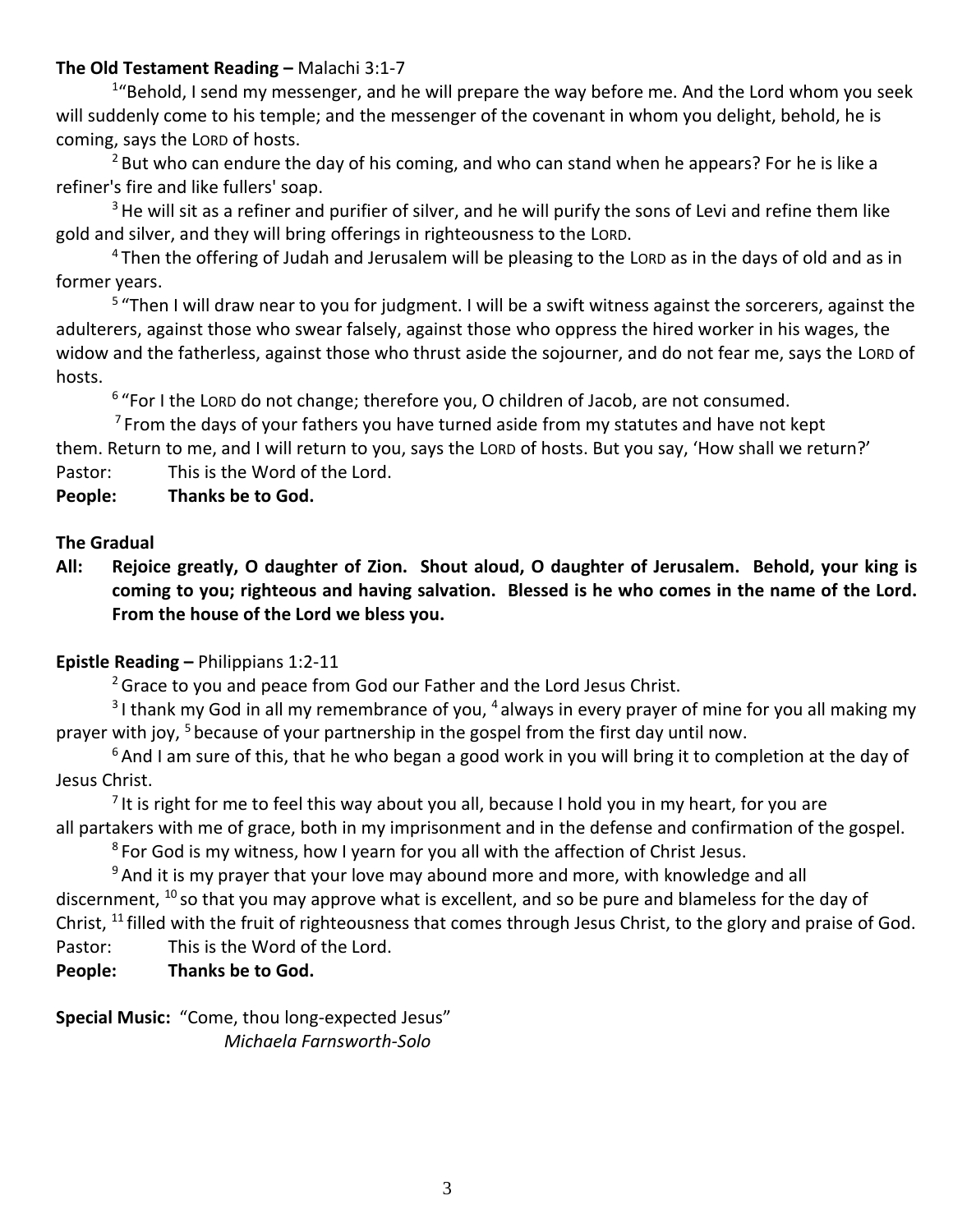**The Old Testament Reading –** Malachi 3:1-7

[1]"Behold, I send my messenger, and he will prepare the way before me. And the Lord whom you seek will suddenly come to his temple; and the messenger of the covenant in whom you delight, behold, he is coming, says the LORD of hosts.

[2] But who can endure the day of his coming, and who can stand when he appears? For he is like a refiner's fire and like fullers' soap.

[3] He will sit as a refiner and purifier of silver, and he will purify the sons of Levi and refine them like gold and silver, and they will bring offerings in righteousness to the LORD.

[4] Then the offering of Judah and Jerusalem will be pleasing to the LORD as in the days of old and as in former years.

[5] "Then I will draw near to you for judgment. I will be a swift witness against the sorcerers, against the adulterers, against those who swear falsely, against those who oppress the hired worker in his wages, the widow and the fatherless, against those who thrust aside the sojourner, and do not fear me, says the LORD of hosts.

[6] "For I the LORD do not change; therefore you, O children of Jacob, are not consumed.

[7] From the days of your fathers you have turned aside from my statutes and have not kept them. Return to me, and I will return to you, says the LORD of hosts. But you say, 'How shall we return?'

Pastor: This is the Word of the Lord.

**People: Thanks be to God.**

**The Gradual**

**All: Rejoice greatly, O daughter of Zion. Shout aloud, O daughter of Jerusalem. Behold, your king is coming to you; righteous and having salvation. Blessed is he who comes in the name of the Lord. From the house of the Lord we bless you.**

**Epistle Reading –** Philippians 1:2-11

[2] Grace to you and peace from God our Father and the Lord Jesus Christ.

[3] I thank my God in all my remembrance of you, [4] always in every prayer of mine for you all making my prayer with joy, [5] because of your partnership in the gospel from the first day until now.

[6] And I am sure of this, that he who began a good work in you will bring it to completion at the day of Jesus Christ.

[7] It is right for me to feel this way about you all, because I hold you in my heart, for you are all partakers with me of grace, both in my imprisonment and in the defense and confirmation of the gospel.

[8] For God is my witness, how I yearn for you all with the affection of Christ Jesus.

[9] And it is my prayer that your love may abound more and more, with knowledge and all discernment, [10] so that you may approve what is excellent, and so be pure and blameless for the day of Christ, [11] filled with the fruit of righteousness that comes through Jesus Christ, to the glory and praise of God.

Pastor: This is the Word of the Lord.

**People: Thanks be to God.**

**Special Music:** "Come, thou long-expected Jesus"
*Michaela Farnsworth-Solo*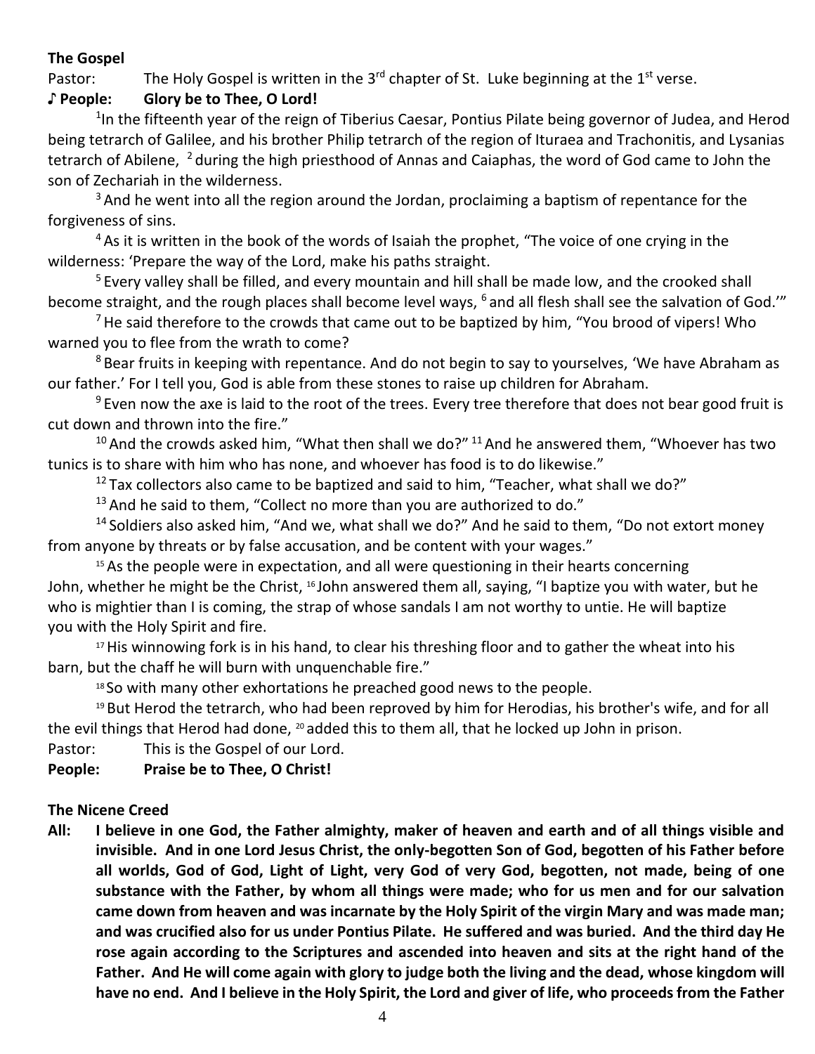**The Gospel**

Pastor: The Holy Gospel is written in the 3rd chapter of St. Luke beginning at the 1st verse.

**♪ People: Glory be to Thee, O Lord!**

[1]In the fifteenth year of the reign of Tiberius Caesar, Pontius Pilate being governor of Judea, and Herod being tetrarch of Galilee, and his brother Philip tetrarch of the region of Ituraea and Trachonitis, and Lysanias tetrarch of Abilene, [2] during the high priesthood of Annas and Caiaphas, the word of God came to John the son of Zechariah in the wilderness.

[3] And he went into all the region around the Jordan, proclaiming a baptism of repentance for the forgiveness of sins.

[4] As it is written in the book of the words of Isaiah the prophet, "The voice of one crying in the wilderness: 'Prepare the way of the Lord, make his paths straight.

[5] Every valley shall be filled, and every mountain and hill shall be made low, and the crooked shall become straight, and the rough places shall become level ways, [6] and all flesh shall see the salvation of God.'"

[7] He said therefore to the crowds that came out to be baptized by him, "You brood of vipers! Who warned you to flee from the wrath to come?

[8] Bear fruits in keeping with repentance. And do not begin to say to yourselves, 'We have Abraham as our father.' For I tell you, God is able from these stones to raise up children for Abraham.

[9] Even now the axe is laid to the root of the trees. Every tree therefore that does not bear good fruit is cut down and thrown into the fire."

[10] And the crowds asked him, "What then shall we do?" [11] And he answered them, "Whoever has two tunics is to share with him who has none, and whoever has food is to do likewise."

[12] Tax collectors also came to be baptized and said to him, "Teacher, what shall we do?"

[13] And he said to them, "Collect no more than you are authorized to do."

[14] Soldiers also asked him, "And we, what shall we do?" And he said to them, "Do not extort money from anyone by threats or by false accusation, and be content with your wages."

[15] As the people were in expectation, and all were questioning in their hearts concerning John, whether he might be the Christ, [16] John answered them all, saying, "I baptize you with water, but he who is mightier than I is coming, the strap of whose sandals I am not worthy to untie. He will baptize you with the Holy Spirit and fire.

[17] His winnowing fork is in his hand, to clear his threshing floor and to gather the wheat into his barn, but the chaff he will burn with unquenchable fire."

[18] So with many other exhortations he preached good news to the people.

[19] But Herod the tetrarch, who had been reproved by him for Herodias, his brother's wife, and for all the evil things that Herod had done, [20] added this to them all, that he locked up John in prison.

Pastor: This is the Gospel of our Lord.

**People: Praise be to Thee, O Christ!**

**The Nicene Creed**

**All: I believe in one God, the Father almighty, maker of heaven and earth and of all things visible and invisible. And in one Lord Jesus Christ, the only-begotten Son of God, begotten of his Father before all worlds, God of God, Light of Light, very God of very God, begotten, not made, being of one substance with the Father, by whom all things were made; who for us men and for our salvation came down from heaven and was incarnate by the Holy Spirit of the virgin Mary and was made man; and was crucified also for us under Pontius Pilate. He suffered and was buried. And the third day He rose again according to the Scriptures and ascended into heaven and sits at the right hand of the Father. And He will come again with glory to judge both the living and the dead, whose kingdom will have no end. And I believe in the Holy Spirit, the Lord and giver of life, who proceeds from the Father**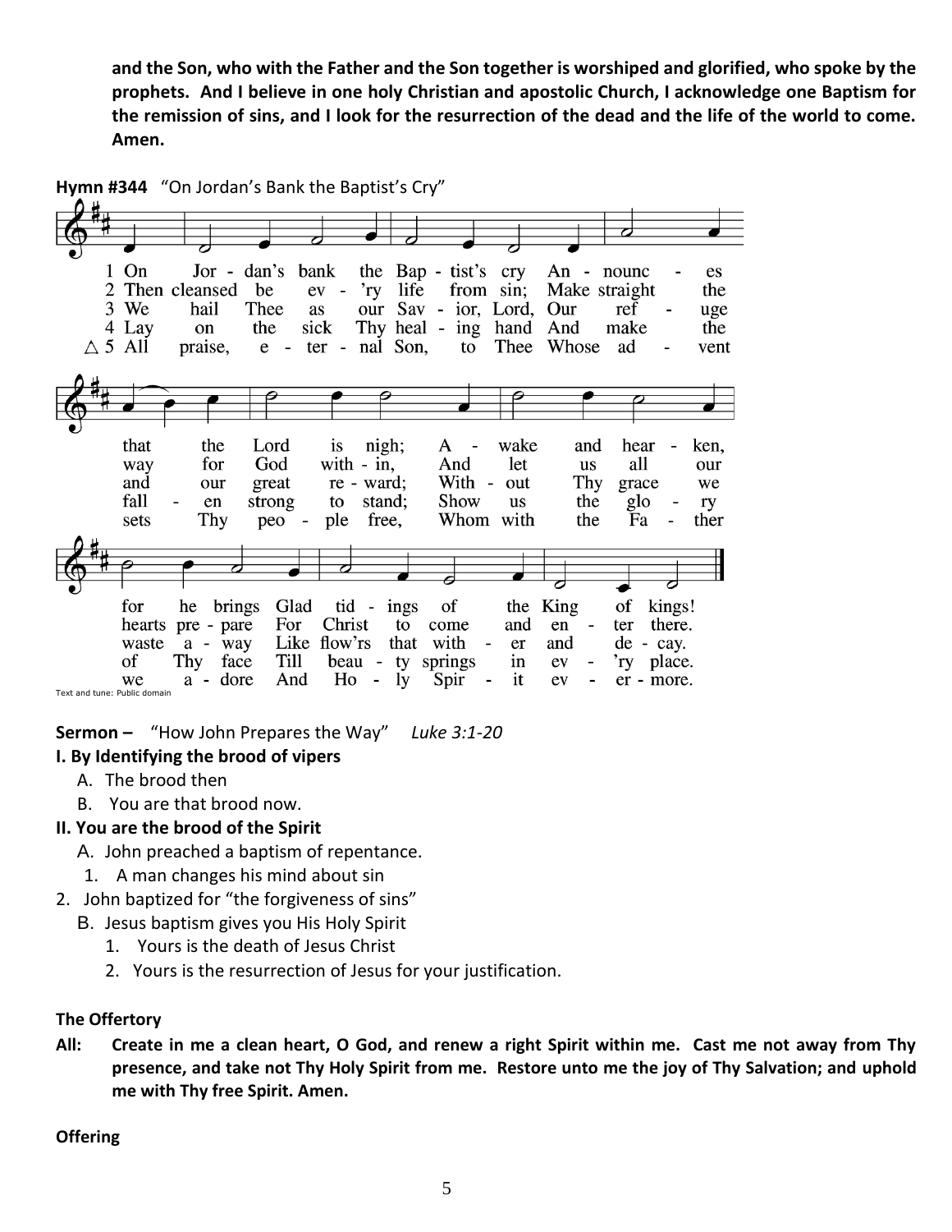**and the Son, who with the Father and the Son together is worshiped and glorified, who spoke by the prophets. And I believe in one holy Christian and apostolic Church, I acknowledge one Baptism for the remission of sins, and I look for the resurrection of the dead and the life of the world to come. Amen.**

**Hymn #344** "On Jordan's Bank the Baptist's Cry"

1 On Jordan's bank the Baptist's cry Announces that the Lord is nigh; Awake and hearken, for he brings Glad tidings of the King of kings!

2 Then cleansed be every life from sin; Make straight the way for God within, And let us all our hearts prepare For Christ to come and enter there.

3 We hail Thee as our Savior, Lord, Our refuge and our great reward; Without Thy grace we waste away Like flow'rs that wither and decay.

4 Lay on the sick Thy healing hand And make the fallen strong to stand; Show us the glory of Thy face Till beauty springs in ev'ry place.

△ 5 All praise, eternal Son, to Thee Whose advent sets Thy people free, Whom with the Father we adore And Holy Spirit evermore.

Text and tune: Public domain

**Sermon –** "How John Prepares the Way" *Luke 3:1-20*

**I. By Identifying the brood of vipers**

A. The brood then

B. You are that brood now.

**II. You are the brood of the Spirit**

A. John preached a baptism of repentance.

1. A man changes his mind about sin

2. John baptized for "the forgiveness of sins"

B. Jesus baptism gives you His Holy Spirit

1. Yours is the death of Jesus Christ

2. Yours is the resurrection of Jesus for your justification.

**The Offertory**

**All: Create in me a clean heart, O God, and renew a right Spirit within me. Cast me not away from Thy presence, and take not Thy Holy Spirit from me. Restore unto me the joy of Thy Salvation; and uphold me with Thy free Spirit. Amen.**

**Offering**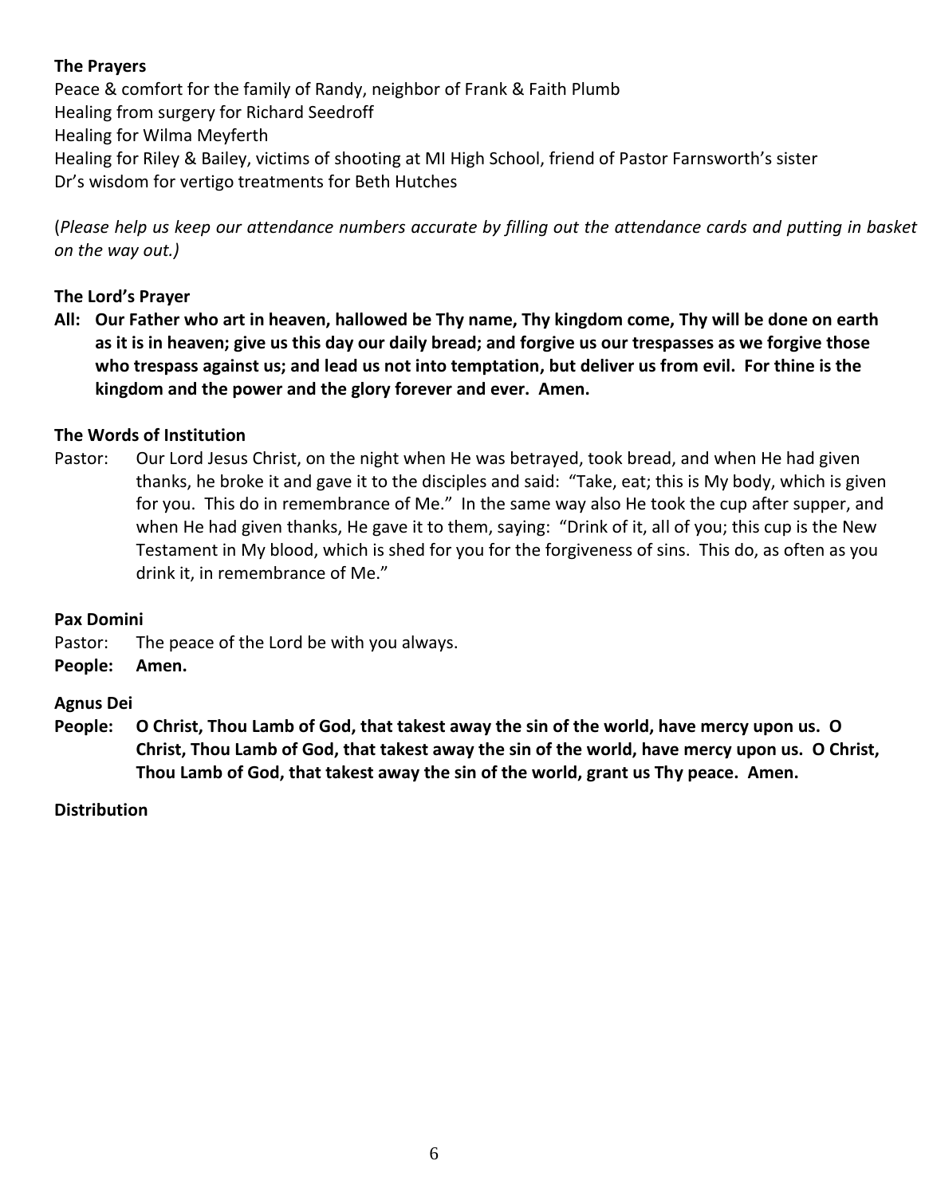**The Prayers**

Peace & comfort for the family of Randy, neighbor of Frank & Faith Plumb
Healing from surgery for Richard Seedroff
Healing for Wilma Meyferth
Healing for Riley & Bailey, victims of shooting at MI High School, friend of Pastor Farnsworth's sister
Dr's wisdom for vertigo treatments for Beth Hutches

(*Please help us keep our attendance numbers accurate by filling out the attendance cards and putting in basket on the way out.)*

**The Lord's Prayer**

**All: Our Father who art in heaven, hallowed be Thy name, Thy kingdom come, Thy will be done on earth as it is in heaven; give us this day our daily bread; and forgive us our trespasses as we forgive those who trespass against us; and lead us not into temptation, but deliver us from evil. For thine is the kingdom and the power and the glory forever and ever. Amen.**

**The Words of Institution**

Pastor: Our Lord Jesus Christ, on the night when He was betrayed, took bread, and when He had given thanks, he broke it and gave it to the disciples and said: "Take, eat; this is My body, which is given for you. This do in remembrance of Me." In the same way also He took the cup after supper, and when He had given thanks, He gave it to them, saying: "Drink of it, all of you; this cup is the New Testament in My blood, which is shed for you for the forgiveness of sins. This do, as often as you drink it, in remembrance of Me."

**Pax Domini**

Pastor: The peace of the Lord be with you always.
**People: Amen.**

**Agnus Dei**

**People: O Christ, Thou Lamb of God, that takest away the sin of the world, have mercy upon us. O Christ, Thou Lamb of God, that takest away the sin of the world, have mercy upon us. O Christ, Thou Lamb of God, that takest away the sin of the world, grant us Thy peace. Amen.**

**Distribution**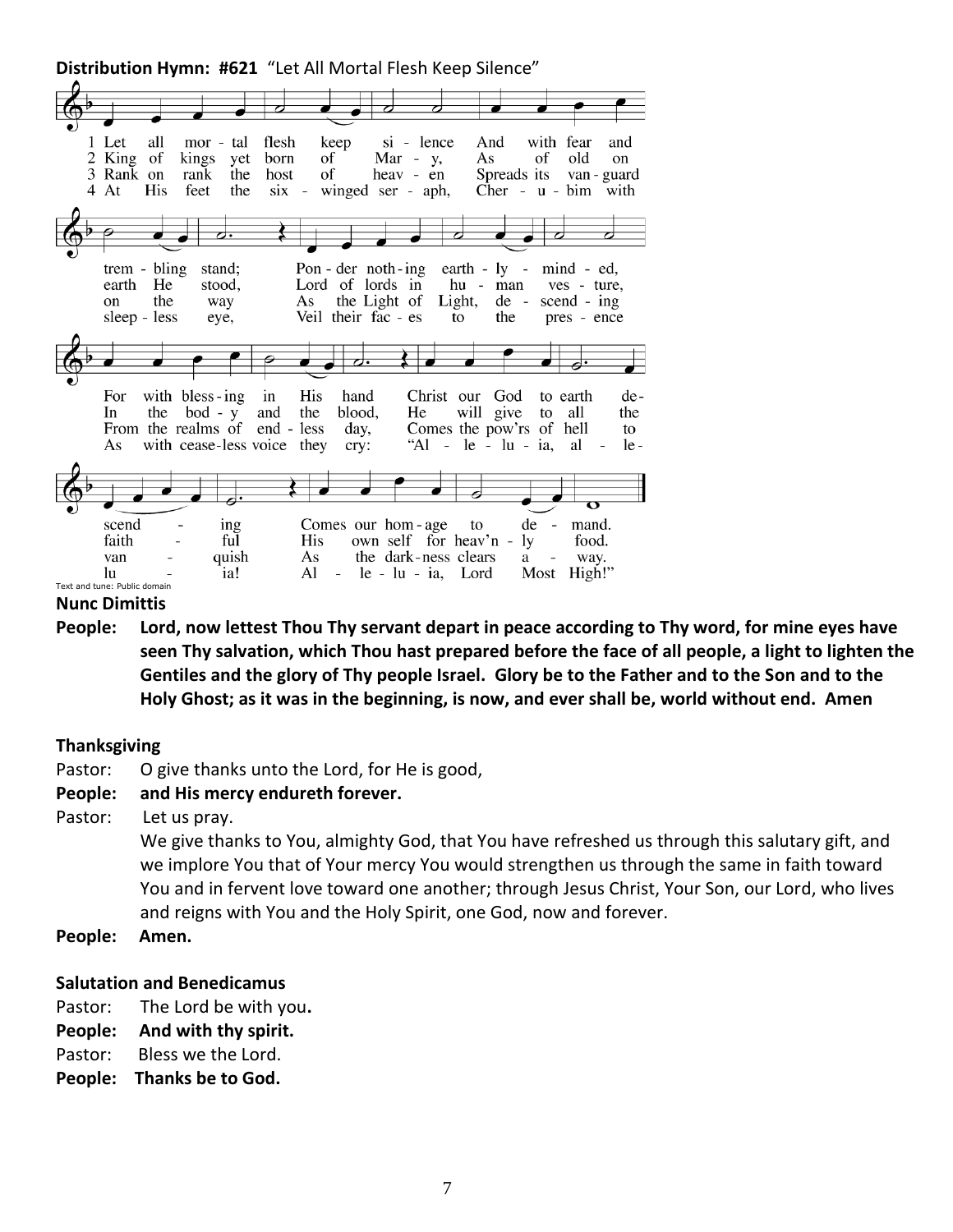**Distribution Hymn: #621** "Let All Mortal Flesh Keep Silence"

1 Let all mortal flesh keep silence And with fear and trembling stand; Ponder nothing earthly-minded, For with blessing in His hand Christ our God to earth descending Comes our homage to demand.

2 King of kings yet born of Mary, As of old on earth He stood, Lord of lords in human vesture, In the body and the blood, He will give to all the faithful His own self for heav'nly food.

3 Rank on rank the host of heaven Spreads its vanguard on the way As the Light of Light, descending From the realms of endless day, Comes the pow'rs of hell to vanquish As the darkness clears away.

4 At His feet the six-winged seraph, Cherubim with sleepless eye, Veil their faces to the presence As with ceaseless voice they cry: "Alleluia, alleluia, Alleluia, Lord Most High!"

Text and tune: Public domain

**Nunc Dimittis**

**People: Lord, now lettest Thou Thy servant depart in peace according to Thy word, for mine eyes have seen Thy salvation, which Thou hast prepared before the face of all people, a light to lighten the Gentiles and the glory of Thy people Israel. Glory be to the Father and to the Son and to the Holy Ghost; as it was in the beginning, is now, and ever shall be, world without end. Amen**

**Thanksgiving**

Pastor: O give thanks unto the Lord, for He is good,

**People: and His mercy endureth forever.**

Pastor: Let us pray.
We give thanks to You, almighty God, that You have refreshed us through this salutary gift, and we implore You that of Your mercy You would strengthen us through the same in faith toward You and in fervent love toward one another; through Jesus Christ, Your Son, our Lord, who lives and reigns with You and the Holy Spirit, one God, now and forever.

**People: Amen.**

**Salutation and Benedicamus**

Pastor: The Lord be with you**.**

**People: And with thy spirit.**

Pastor: Bless we the Lord.

**People: Thanks be to God.**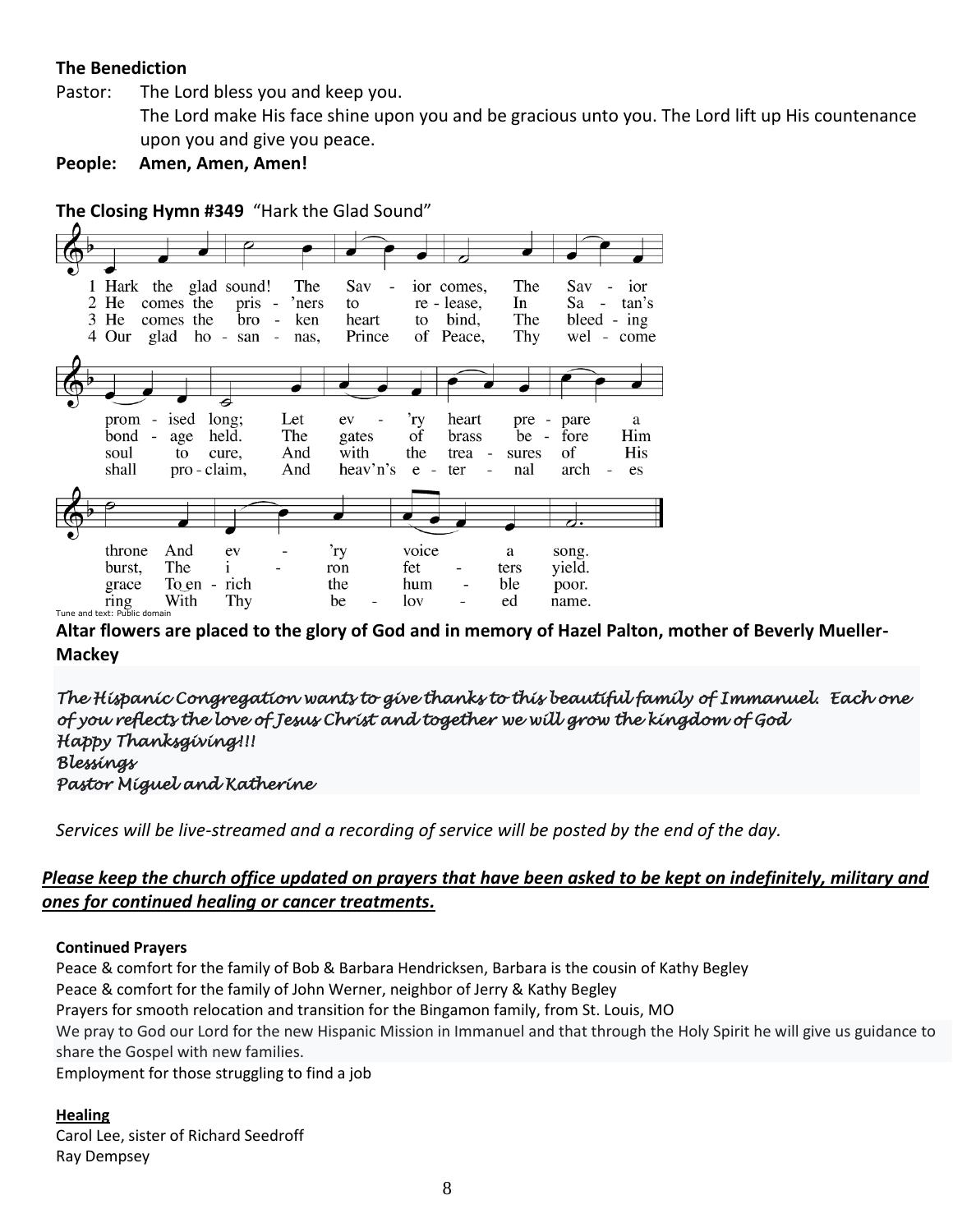**The Benediction**

Pastor: The Lord bless you and keep you.
The Lord make His face shine upon you and be gracious unto you. The Lord lift up His countenance upon you and give you peace.

**People: Amen, Amen, Amen!**

**The Closing Hymn #349** "Hark the Glad Sound"

1 Hark the glad sound! The Savior comes, The Savior promised long; Let ev'ry heart prepare a throne And ev'ry voice a song.

2 He comes the pris'ners to release, In Satan's bondage held. The gates of brass before Him burst, The iron fetters yield.

3 He comes the broken heart to bind, The bleeding soul to cure, And with the treasures of His grace To enrich the humble poor.

4 Our glad hosannas, Prince of Peace, Thy welcome shall proclaim, And heav'n's eternal arches ring With Thy beloved name.

Tune and text: Public domain

**Altar flowers are placed to the glory of God and in memory of Hazel Palton, mother of Beverly Mueller-Mackey**

*The Hispanic Congregation wants to give thanks to this beautiful family of Immanuel. Each one of you reflects the love of Jesus Christ and together we will grow the kingdom of God*
*Happy Thanksgiving!!!*
*Blessings*
*Pastor Miguel and Katherine*

*Services will be live-streamed and a recording of service will be posted by the end of the day.*

***Please keep the church office updated on prayers that have been asked to be kept on indefinitely, military and ones for continued healing or cancer treatments.***

**Continued Prayers**

Peace & comfort for the family of Bob & Barbara Hendricksen, Barbara is the cousin of Kathy Begley
Peace & comfort for the family of John Werner, neighbor of Jerry & Kathy Begley
Prayers for smooth relocation and transition for the Bingamon family, from St. Louis, MO
We pray to God our Lord for the new Hispanic Mission in Immanuel and that through the Holy Spirit he will give us guidance to share the Gospel with new families.
Employment for those struggling to find a job

**Healing**

Carol Lee, sister of Richard Seedroff
Ray Dempsey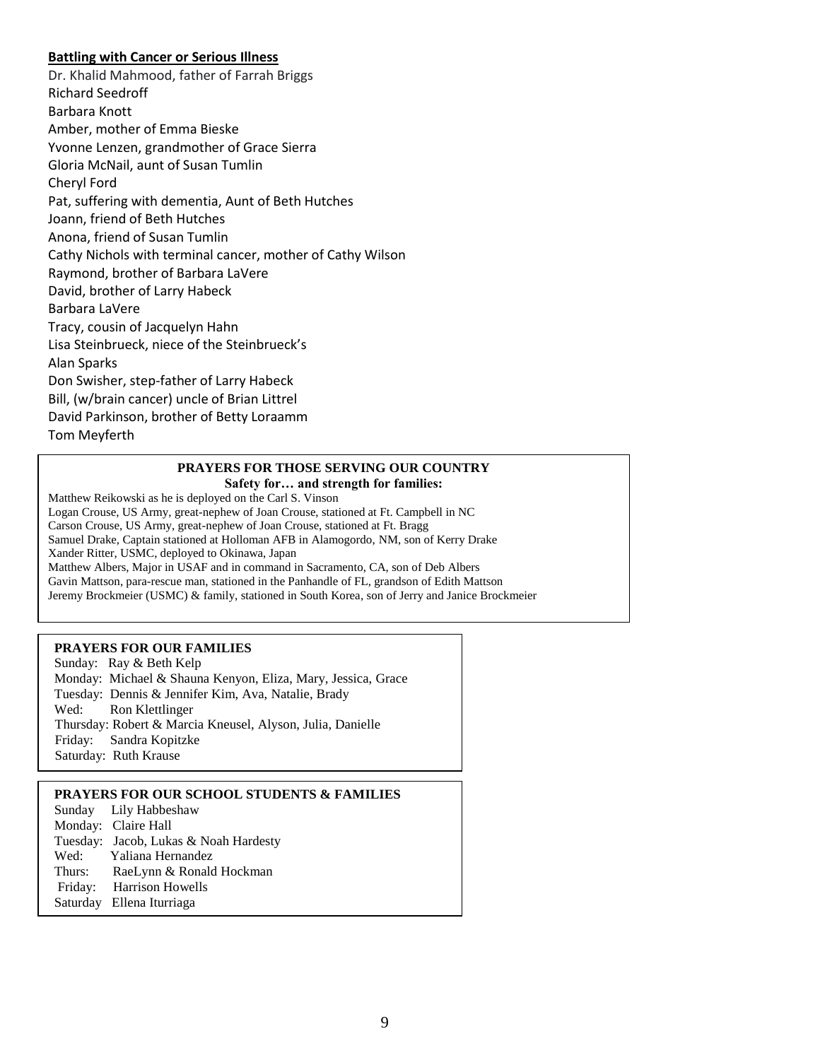**Battling with Cancer or Serious Illness**

Dr. Khalid Mahmood, father of Farrah Briggs
Richard Seedroff
Barbara Knott
Amber, mother of Emma Bieske
Yvonne Lenzen, grandmother of Grace Sierra
Gloria McNail, aunt of Susan Tumlin
Cheryl Ford
Pat, suffering with dementia, Aunt of Beth Hutches
Joann, friend of Beth Hutches
Anona, friend of Susan Tumlin
Cathy Nichols with terminal cancer, mother of Cathy Wilson
Raymond, brother of Barbara LaVere
David, brother of Larry Habeck
Barbara LaVere
Tracy, cousin of Jacquelyn Hahn
Lisa Steinbrueck, niece of the Steinbrueck's
Alan Sparks
Don Swisher, step-father of Larry Habeck
Bill, (w/brain cancer) uncle of Brian Littrel
David Parkinson, brother of Betty Loraamm
Tom Meyferth

**PRAYERS FOR THOSE SERVING OUR COUNTRY**
**Safety for… and strength for families:**

Matthew Reikowski as he is deployed on the Carl S. Vinson
Logan Crouse, US Army, great-nephew of Joan Crouse, stationed at Ft. Campbell in NC
Carson Crouse, US Army, great-nephew of Joan Crouse, stationed at Ft. Bragg
Samuel Drake, Captain stationed at Holloman AFB in Alamogordo, NM, son of Kerry Drake
Xander Ritter, USMC, deployed to Okinawa, Japan
Matthew Albers, Major in USAF and in command in Sacramento, CA, son of Deb Albers
Gavin Mattson, para-rescue man, stationed in the Panhandle of FL, grandson of Edith Mattson
Jeremy Brockmeier (USMC) & family, stationed in South Korea, son of Jerry and Janice Brockmeier

**PRAYERS FOR OUR FAMILIES**

Sunday: Ray & Beth Kelp
Monday: Michael & Shauna Kenyon, Eliza, Mary, Jessica, Grace
Tuesday: Dennis & Jennifer Kim, Ava, Natalie, Brady
Wed: Ron Klettlinger
Thursday: Robert & Marcia Kneusel, Alyson, Julia, Danielle
Friday: Sandra Kopitzke
Saturday: Ruth Krause

**PRAYERS FOR OUR SCHOOL STUDENTS & FAMILIES**

Sunday Lily Habbeshaw
Monday: Claire Hall
Tuesday: Jacob, Lukas & Noah Hardesty
Wed: Yaliana Hernandez
Thurs: RaeLynn & Ronald Hockman
Friday: Harrison Howells
Saturday Ellena Iturriaga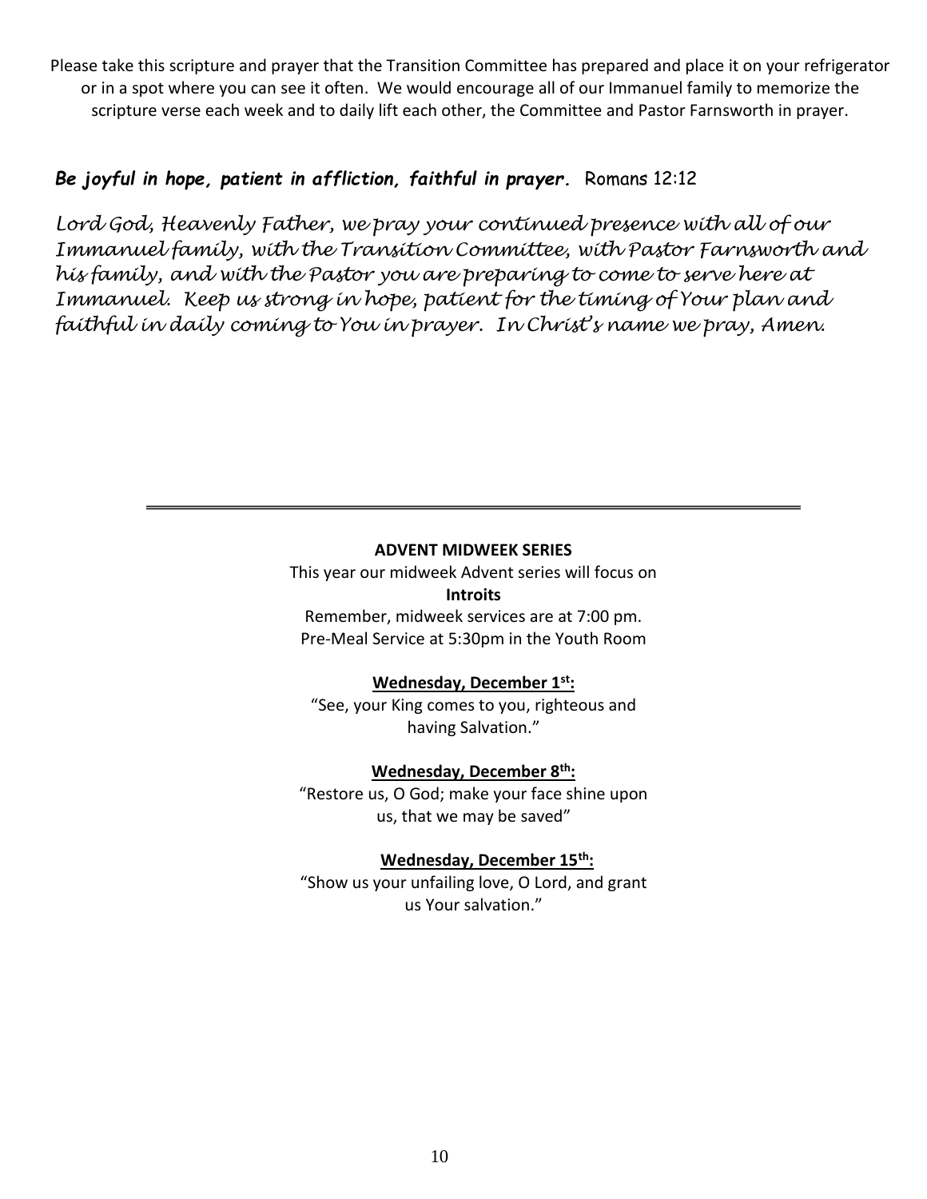Please take this scripture and prayer that the Transition Committee has prepared and place it on your refrigerator or in a spot where you can see it often. We would encourage all of our Immanuel family to memorize the scripture verse each week and to daily lift each other, the Committee and Pastor Farnsworth in prayer.

***Be joyful in hope, patient in affliction, faithful in prayer.*** Romans 12:12

*Lord God, Heavenly Father, we pray your continued presence with all of our Immanuel family, with the Transition Committee, with Pastor Farnsworth and his family, and with the Pastor you are preparing to come to serve here at Immanuel. Keep us strong in hope, patient for the timing of Your plan and faithful in daily coming to You in prayer. In Christ's name we pray, Amen.*

---

**ADVENT MIDWEEK SERIES**

This year our midweek Advent series will focus on

**Introits**

Remember, midweek services are at 7:00 pm.
Pre-Meal Service at 5:30pm in the Youth Room

**Wednesday, December 1st:**

"See, your King comes to you, righteous and having Salvation."

**Wednesday, December 8th:**

"Restore us, O God; make your face shine upon us, that we may be saved"

**Wednesday, December 15th:**

"Show us your unfailing love, O Lord, and grant us Your salvation."